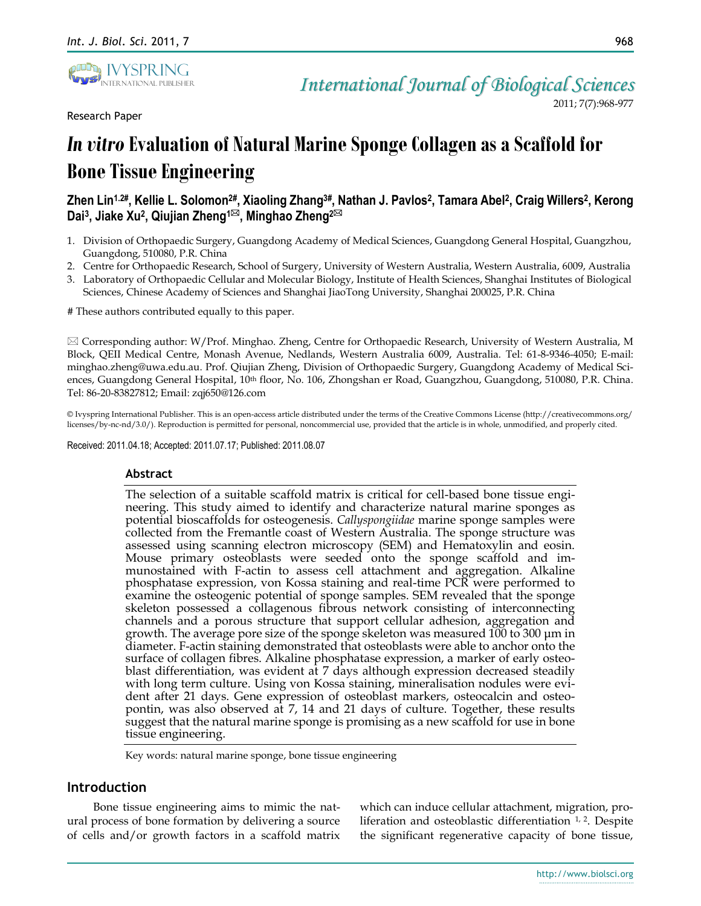Research Paper

# *In vitro* Evaluation of Natural Marine Sponge Collagen as a Scaffold for Bone Tissue Engineering

**Zhen Lin[1,2#], Kellie L. Solomon[2#], Xiaoling Zhang[3#], Nathan J. Pavlos[2], Tamara Abel[2], Craig Willers[2], Kerong Dai[3], Jiake Xu[2], Qiujian Zheng[1✉], Minghao Zheng[2✉]**

1. Division of Orthopaedic Surgery, Guangdong Academy of Medical Sciences, Guangdong General Hospital, Guangzhou, Guangdong, 510080, P.R. China
2. Centre for Orthopaedic Research, School of Surgery, University of Western Australia, Western Australia, 6009, Australia
3. Laboratory of Orthopaedic Cellular and Molecular Biology, Institute of Health Sciences, Shanghai Institutes of Biological Sciences, Chinese Academy of Sciences and Shanghai JiaoTong University, Shanghai 200025, P.R. China

# These authors contributed equally to this paper.

✉ Corresponding author: W/Prof. Minghao. Zheng, Centre for Orthopaedic Research, University of Western Australia, M Block, QEII Medical Centre, Monash Avenue, Nedlands, Western Australia 6009, Australia. Tel: 61-8-9346-4050; E-mail: minghao.zheng@uwa.edu.au. Prof. Qiujian Zheng, Division of Orthopaedic Surgery, Guangdong Academy of Medical Sciences, Guangdong General Hospital, 10th floor, No. 106, Zhongshan er Road, Guangzhou, Guangdong, 510080, P.R. China. Tel: 86-20-83827812; Email: zqj650@126.com

© Ivyspring International Publisher. This is an open-access article distributed under the terms of the Creative Commons License (http://creativecommons.org/licenses/by-nc-nd/3.0/). Reproduction is permitted for personal, noncommercial use, provided that the article is in whole, unmodified, and properly cited.

Received: 2011.04.18; Accepted: 2011.07.17; Published: 2011.08.07

## Abstract

The selection of a suitable scaffold matrix is critical for cell-based bone tissue engineering. This study aimed to identify and characterize natural marine sponges as potential bioscaffolds for osteogenesis. *Callyspongiidae* marine sponge samples were collected from the Fremantle coast of Western Australia. The sponge structure was assessed using scanning electron microscopy (SEM) and Hematoxylin and eosin. Mouse primary osteoblasts were seeded onto the sponge scaffold and immunostained with F-actin to assess cell attachment and aggregation. Alkaline phosphatase expression, von Kossa staining and real-time PCR were performed to examine the osteogenic potential of sponge samples. SEM revealed that the sponge skeleton possessed a collagenous fibrous network consisting of interconnecting channels and a porous structure that support cellular adhesion, aggregation and growth. The average pore size of the sponge skeleton was measured 100 to 300 μm in diameter. F-actin staining demonstrated that osteoblasts were able to anchor onto the surface of collagen fibres. Alkaline phosphatase expression, a marker of early osteoblast differentiation, was evident at 7 days although expression decreased steadily with long term culture. Using von Kossa staining, mineralisation nodules were evident after 21 days. Gene expression of osteoblast markers, osteocalcin and osteopontin, was also observed at 7, 14 and 21 days of culture. Together, these results suggest that the natural marine sponge is promising as a new scaffold for use in bone tissue engineering.

Key words: natural marine sponge, bone tissue engineering

## Introduction

Bone tissue engineering aims to mimic the natural process of bone formation by delivering a source of cells and/or growth factors in a scaffold matrix which can induce cellular attachment, migration, proliferation and osteoblastic differentiation [1, 2]. Despite the significant regenerative capacity of bone tissue,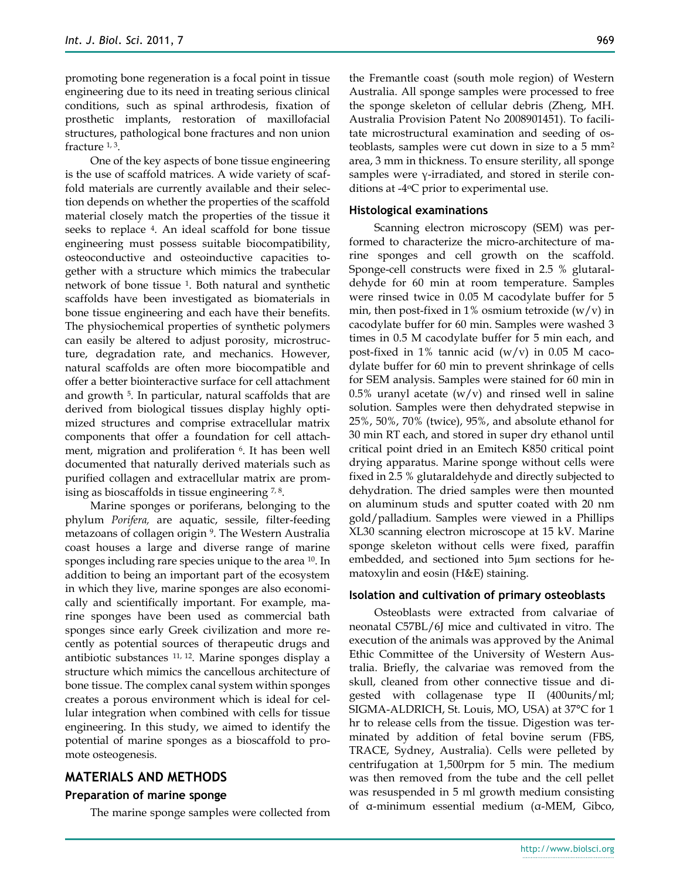promoting bone regeneration is a focal point in tissue engineering due to its need in treating serious clinical conditions, such as spinal arthrodesis, fixation of prosthetic implants, restoration of maxillofacial structures, pathological bone fractures and non union fracture [1, 3].

One of the key aspects of bone tissue engineering is the use of scaffold matrices. A wide variety of scaffold materials are currently available and their selection depends on whether the properties of the scaffold material closely match the properties of the tissue it seeks to replace [4]. An ideal scaffold for bone tissue engineering must possess suitable biocompatibility, osteoconductive and osteoinductive capacities together with a structure which mimics the trabecular network of bone tissue [1]. Both natural and synthetic scaffolds have been investigated as biomaterials in bone tissue engineering and each have their benefits. The physiochemical properties of synthetic polymers can easily be altered to adjust porosity, microstructure, degradation rate, and mechanics. However, natural scaffolds are often more biocompatible and offer a better biointeractive surface for cell attachment and growth [5]. In particular, natural scaffolds that are derived from biological tissues display highly optimized structures and comprise extracellular matrix components that offer a foundation for cell attachment, migration and proliferation [6]. It has been well documented that naturally derived materials such as purified collagen and extracellular matrix are promising as bioscaffolds in tissue engineering [7, 8].

Marine sponges or poriferans, belonging to the phylum *Porifera,* are aquatic, sessile, filter-feeding metazoans of collagen origin [9]. The Western Australia coast houses a large and diverse range of marine sponges including rare species unique to the area [10]. In addition to being an important part of the ecosystem in which they live, marine sponges are also economically and scientifically important. For example, marine sponges have been used as commercial bath sponges since early Greek civilization and more recently as potential sources of therapeutic drugs and antibiotic substances [11, 12]. Marine sponges display a structure which mimics the cancellous architecture of bone tissue. The complex canal system within sponges creates a porous environment which is ideal for cellular integration when combined with cells for tissue engineering. In this study, we aimed to identify the potential of marine sponges as a bioscaffold to promote osteogenesis.

## MATERIALS AND METHODS

### Preparation of marine sponge

The marine sponge samples were collected from the Fremantle coast (south mole region) of Western Australia. All sponge samples were processed to free the sponge skeleton of cellular debris (Zheng, MH. Australia Provision Patent No 2008901451). To facilitate microstructural examination and seeding of osteoblasts, samples were cut down in size to a 5 mm$^2$ area, 3 mm in thickness. To ensure sterility, all sponge samples were γ-irradiated, and stored in sterile conditions at -4$^o$C prior to experimental use.

### Histological examinations

Scanning electron microscopy (SEM) was performed to characterize the micro-architecture of marine sponges and cell growth on the scaffold. Sponge-cell constructs were fixed in 2.5 % glutaraldehyde for 60 min at room temperature. Samples were rinsed twice in 0.05 M cacodylate buffer for 5 min, then post-fixed in 1% osmium tetroxide (w/v) in cacodylate buffer for 60 min. Samples were washed 3 times in 0.5 M cacodylate buffer for 5 min each, and post-fixed in 1% tannic acid (w/v) in 0.05 M cacodylate buffer for 60 min to prevent shrinkage of cells for SEM analysis. Samples were stained for 60 min in 0.5% uranyl acetate (w/v) and rinsed well in saline solution. Samples were then dehydrated stepwise in 25%, 50%, 70% (twice), 95%, and absolute ethanol for 30 min RT each, and stored in super dry ethanol until critical point dried in an Emitech K850 critical point drying apparatus. Marine sponge without cells were fixed in 2.5 % glutaraldehyde and directly subjected to dehydration. The dried samples were then mounted on aluminum studs and sputter coated with 20 nm gold/palladium. Samples were viewed in a Phillips XL30 scanning electron microscope at 15 kV. Marine sponge skeleton without cells were fixed, paraffin embedded, and sectioned into 5μm sections for hematoxylin and eosin (H&E) staining.

### Isolation and cultivation of primary osteoblasts

Osteoblasts were extracted from calvariae of neonatal C57BL/6J mice and cultivated in vitro. The execution of the animals was approved by the Animal Ethic Committee of the University of Western Australia. Briefly, the calvariae was removed from the skull, cleaned from other connective tissue and digested with collagenase type II (400units/ml; SIGMA-ALDRICH, St. Louis, MO, USA) at 37°C for 1 hr to release cells from the tissue. Digestion was terminated by addition of fetal bovine serum (FBS, TRACE, Sydney, Australia). Cells were pelleted by centrifugation at 1,500rpm for 5 min. The medium was then removed from the tube and the cell pellet was resuspended in 5 ml growth medium consisting of α-minimum essential medium (α-MEM, Gibco,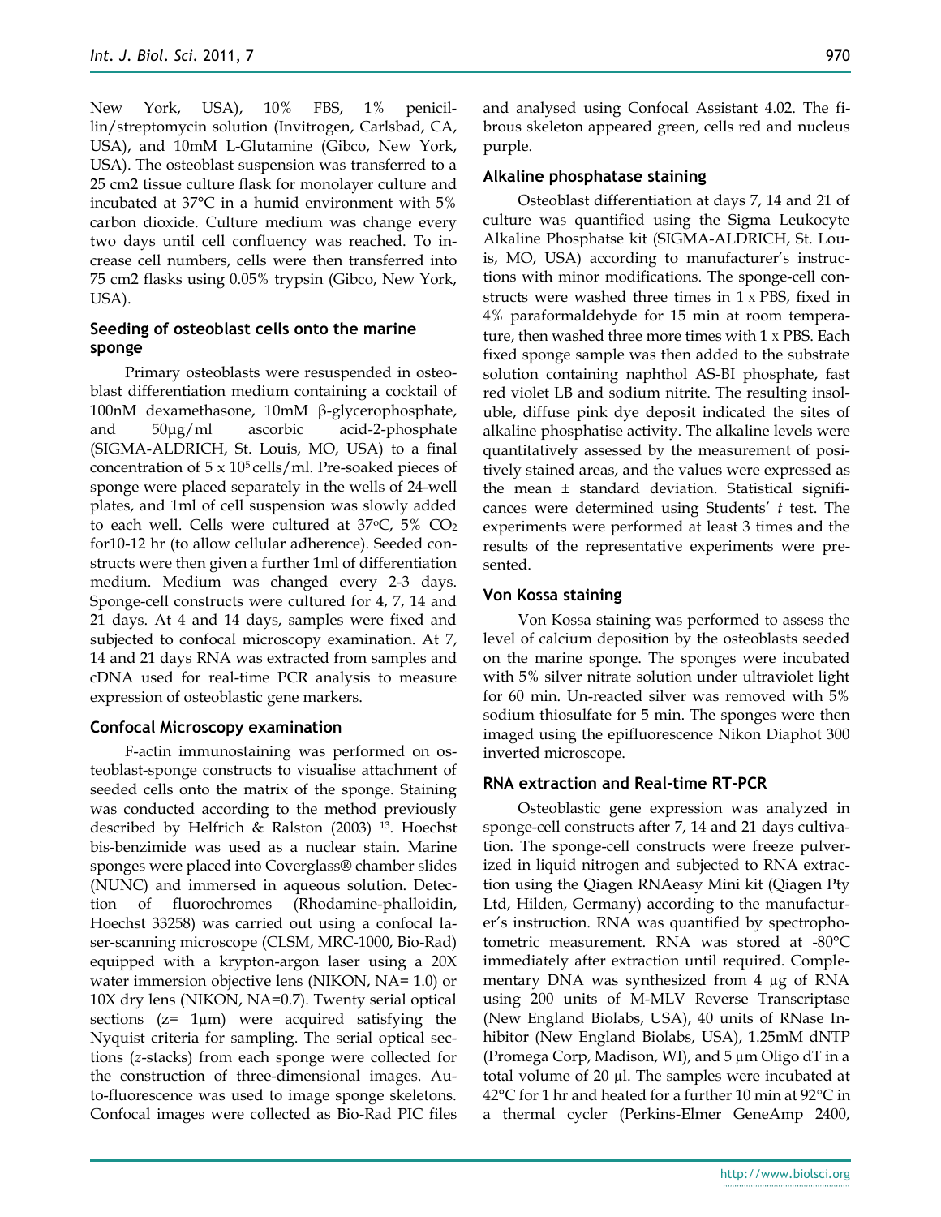New York, USA), 10% FBS, 1% penicillin/streptomycin solution (Invitrogen, Carlsbad, CA, USA), and 10mM L-Glutamine (Gibco, New York, USA). The osteoblast suspension was transferred to a 25 cm2 tissue culture flask for monolayer culture and incubated at 37°C in a humid environment with 5% carbon dioxide. Culture medium was change every two days until cell confluency was reached. To increase cell numbers, cells were then transferred into 75 cm2 flasks using 0.05% trypsin (Gibco, New York, USA).

### Seeding of osteoblast cells onto the marine sponge

Primary osteoblasts were resuspended in osteoblast differentiation medium containing a cocktail of 100nM dexamethasone, 10mM β-glycerophosphate, and 50μg/ml ascorbic acid-2-phosphate (SIGMA-ALDRICH, St. Louis, MO, USA) to a final concentration of 5 x $10^5$ cells/ml. Pre-soaked pieces of sponge were placed separately in the wells of 24-well plates, and 1ml of cell suspension was slowly added to each well. Cells were cultured at 37°C, 5% $CO_2$ for10-12 hr (to allow cellular adherence). Seeded constructs were then given a further 1ml of differentiation medium. Medium was changed every 2-3 days. Sponge-cell constructs were cultured for 4, 7, 14 and 21 days. At 4 and 14 days, samples were fixed and subjected to confocal microscopy examination. At 7, 14 and 21 days RNA was extracted from samples and cDNA used for real-time PCR analysis to measure expression of osteoblastic gene markers.

### Confocal Microscopy examination

F-actin immunostaining was performed on osteoblast-sponge constructs to visualise attachment of seeded cells onto the matrix of the sponge. Staining was conducted according to the method previously described by Helfrich & Ralston (2003) [13]. Hoechst bis-benzimide was used as a nuclear stain. Marine sponges were placed into Coverglass® chamber slides (NUNC) and immersed in aqueous solution. Detection of fluorochromes (Rhodamine-phalloidin, Hoechst 33258) was carried out using a confocal laser-scanning microscope (CLSM, MRC-1000, Bio-Rad) equipped with a krypton-argon laser using a 20X water immersion objective lens (NIKON, NA= 1.0) or 10X dry lens (NIKON, NA=0.7). Twenty serial optical sections (z= 1μm) were acquired satisfying the Nyquist criteria for sampling. The serial optical sections (*z*-stacks) from each sponge were collected for the construction of three-dimensional images. Auto-fluorescence was used to image sponge skeletons. Confocal images were collected as Bio-Rad PIC files and analysed using Confocal Assistant 4.02. The fibrous skeleton appeared green, cells red and nucleus purple.

### Alkaline phosphatase staining

Osteoblast differentiation at days 7, 14 and 21 of culture was quantified using the Sigma Leukocyte Alkaline Phosphatse kit (SIGMA-ALDRICH, St. Louis, MO, USA) according to manufacturer's instructions with minor modifications. The sponge-cell constructs were washed three times in 1 x PBS, fixed in 4% paraformaldehyde for 15 min at room temperature, then washed three more times with 1 x PBS. Each fixed sponge sample was then added to the substrate solution containing naphthol AS-BI phosphate, fast red violet LB and sodium nitrite. The resulting insoluble, diffuse pink dye deposit indicated the sites of alkaline phosphatise activity. The alkaline levels were quantitatively assessed by the measurement of positively stained areas, and the values were expressed as the mean ± standard deviation. Statistical significances were determined using Students' *t* test. The experiments were performed at least 3 times and the results of the representative experiments were presented.

### Von Kossa staining

Von Kossa staining was performed to assess the level of calcium deposition by the osteoblasts seeded on the marine sponge. The sponges were incubated with 5% silver nitrate solution under ultraviolet light for 60 min. Un-reacted silver was removed with 5% sodium thiosulfate for 5 min. The sponges were then imaged using the epifluorescence Nikon Diaphot 300 inverted microscope.

### RNA extraction and Real-time RT-PCR

Osteoblastic gene expression was analyzed in sponge-cell constructs after 7, 14 and 21 days cultivation. The sponge-cell constructs were freeze pulverized in liquid nitrogen and subjected to RNA extraction using the Qiagen RNAeasy Mini kit (Qiagen Pty Ltd, Hilden, Germany) according to the manufacturer's instruction. RNA was quantified by spectrophotometric measurement. RNA was stored at -80°C immediately after extraction until required. Complementary DNA was synthesized from 4 μg of RNA using 200 units of M-MLV Reverse Transcriptase (New England Biolabs, USA), 40 units of RNase Inhibitor (New England Biolabs, USA), 1.25mM dNTP (Promega Corp, Madison, WI), and 5 μm Oligo dT in a total volume of 20 μl. The samples were incubated at 42°C for 1 hr and heated for a further 10 min at 92°C in a thermal cycler (Perkins-Elmer GeneAmp 2400,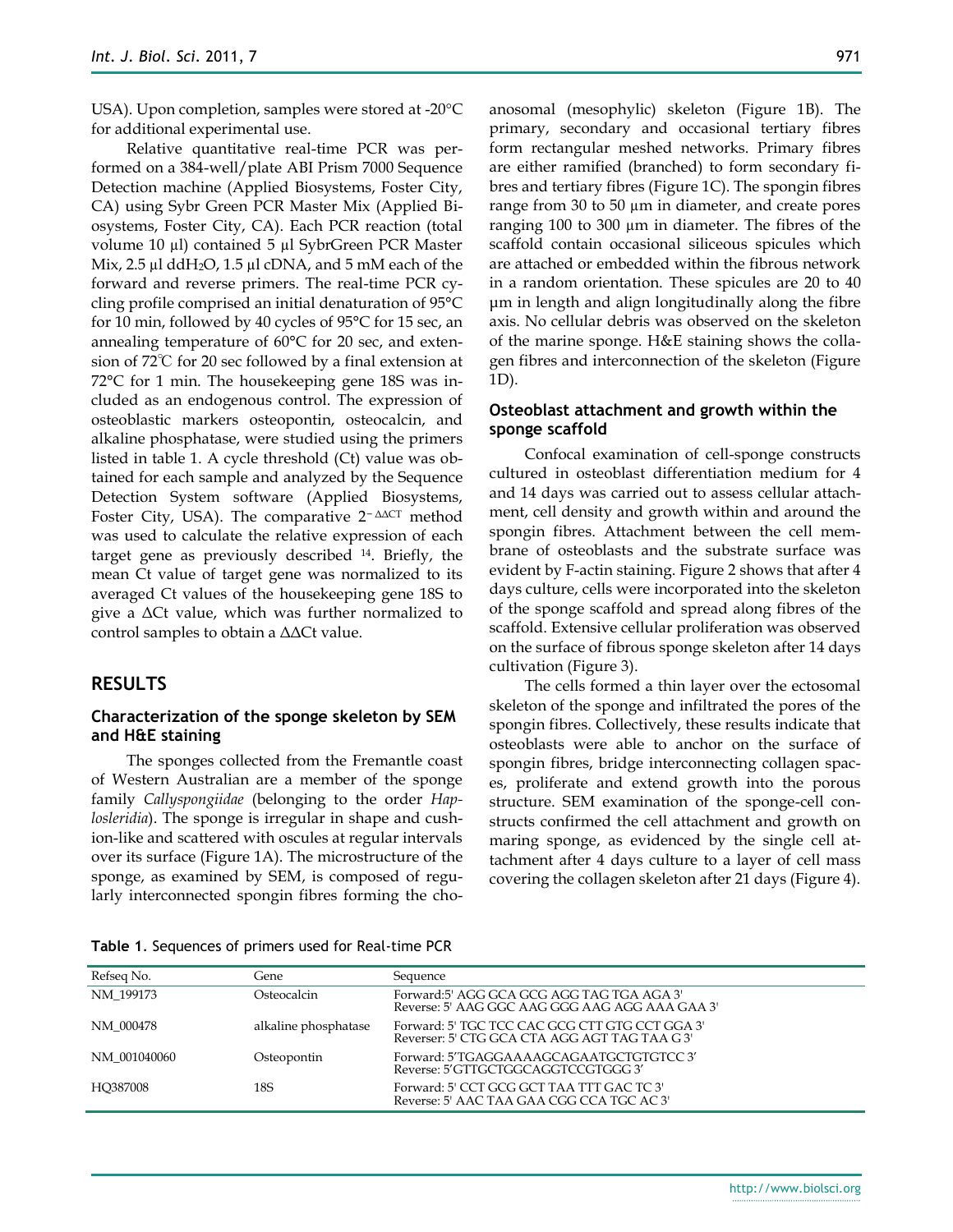USA). Upon completion, samples were stored at -20°C for additional experimental use.

Relative quantitative real-time PCR was performed on a 384-well/plate ABI Prism 7000 Sequence Detection machine (Applied Biosystems, Foster City, CA) using Sybr Green PCR Master Mix (Applied Biosystems, Foster City, CA). Each PCR reaction (total volume 10 µl) contained 5 µl SybrGreen PCR Master Mix, 2.5 µl $ddH_2O$, 1.5 µl cDNA, and 5 mM each of the forward and reverse primers. The real-time PCR cycling profile comprised an initial denaturation of 95°C for 10 min, followed by 40 cycles of 95°C for 15 sec, an annealing temperature of 60°C for 20 sec, and extension of 72°C for 20 sec followed by a final extension at 72°C for 1 min. The housekeeping gene 18S was included as an endogenous control. The expression of osteoblastic markers osteopontin, osteocalcin, and alkaline phosphatase, were studied using the primers listed in table 1. A cycle threshold (Ct) value was obtained for each sample and analyzed by the Sequence Detection System software (Applied Biosystems, Foster City, USA). The comparative $2^{-\Delta\Delta CT}$ method was used to calculate the relative expression of each target gene as previously described [14]. Briefly, the mean Ct value of target gene was normalized to its averaged Ct values of the housekeeping gene 18S to give a ΔCt value, which was further normalized to control samples to obtain a ΔΔCt value.

## RESULTS

### Characterization of the sponge skeleton by SEM and H&E staining

The sponges collected from the Fremantle coast of Western Australian are a member of the sponge family *Callyspongiidae* (belonging to the order *Haplosleridia*). The sponge is irregular in shape and cushion-like and scattered with oscules at regular intervals over its surface (Figure 1A). The microstructure of the sponge, as examined by SEM, is composed of regularly interconnected spongin fibres forming the choanosomal (mesophylic) skeleton (Figure 1B). The primary, secondary and occasional tertiary fibres form rectangular meshed networks. Primary fibres are either ramified (branched) to form secondary fibres and tertiary fibres (Figure 1C). The spongin fibres range from 30 to 50 µm in diameter, and create pores ranging 100 to 300 µm in diameter. The fibres of the scaffold contain occasional siliceous spicules which are attached or embedded within the fibrous network in a random orientation. These spicules are 20 to 40 µm in length and align longitudinally along the fibre axis. No cellular debris was observed on the skeleton of the marine sponge. H&E staining shows the collagen fibres and interconnection of the skeleton (Figure 1D).

### Osteoblast attachment and growth within the sponge scaffold

Confocal examination of cell-sponge constructs cultured in osteoblast differentiation medium for 4 and 14 days was carried out to assess cellular attachment, cell density and growth within and around the spongin fibres. Attachment between the cell membrane of osteoblasts and the substrate surface was evident by F-actin staining. Figure 2 shows that after 4 days culture, cells were incorporated into the skeleton of the sponge scaffold and spread along fibres of the scaffold. Extensive cellular proliferation was observed on the surface of fibrous sponge skeleton after 14 days cultivation (Figure 3).

The cells formed a thin layer over the ectosomal skeleton of the sponge and infiltrated the pores of the spongin fibres. Collectively, these results indicate that osteoblasts were able to anchor on the surface of spongin fibres, bridge interconnecting collagen spaces, proliferate and extend growth into the porous structure. SEM examination of the sponge-cell constructs confirmed the cell attachment and growth on maring sponge, as evidenced by the single cell attachment after 4 days culture to a layer of cell mass covering the collagen skeleton after 21 days (Figure 4).

**Table 1.** Sequences of primers used for Real-time PCR

| Refseq No. | Gene | Sequence |
|---|---|---|
| NM_199173 | Osteocalcin | Forward:5' AGG GCA GCG AGG TAG TGA AGA 3'<br>Reverse: 5' AAG GGC AAG GGG AAG AGG AAA GAA 3' |
| NM_000478 | alkaline phosphatase | Forward: 5' TGC TCC CAC GCG CTT GTG CCT GGA 3'<br>Reverser: 5' CTG GCA CTA AGG AGT TAG TAA G 3' |
| NM_001040060 | Osteopontin | Forward: 5'TGAGGAAAAGCAGAATGCTGTGTCC 3'<br>Reverse: 5'GTTGCTGGCAGGTCCGTGGG 3' |
| HQ387008 | 18S | Forward: 5' CCT GCG GCT TAA TTT GAC TC 3'<br>Reverse: 5' AAC TAA GAA CGG CCA TGC AC 3' |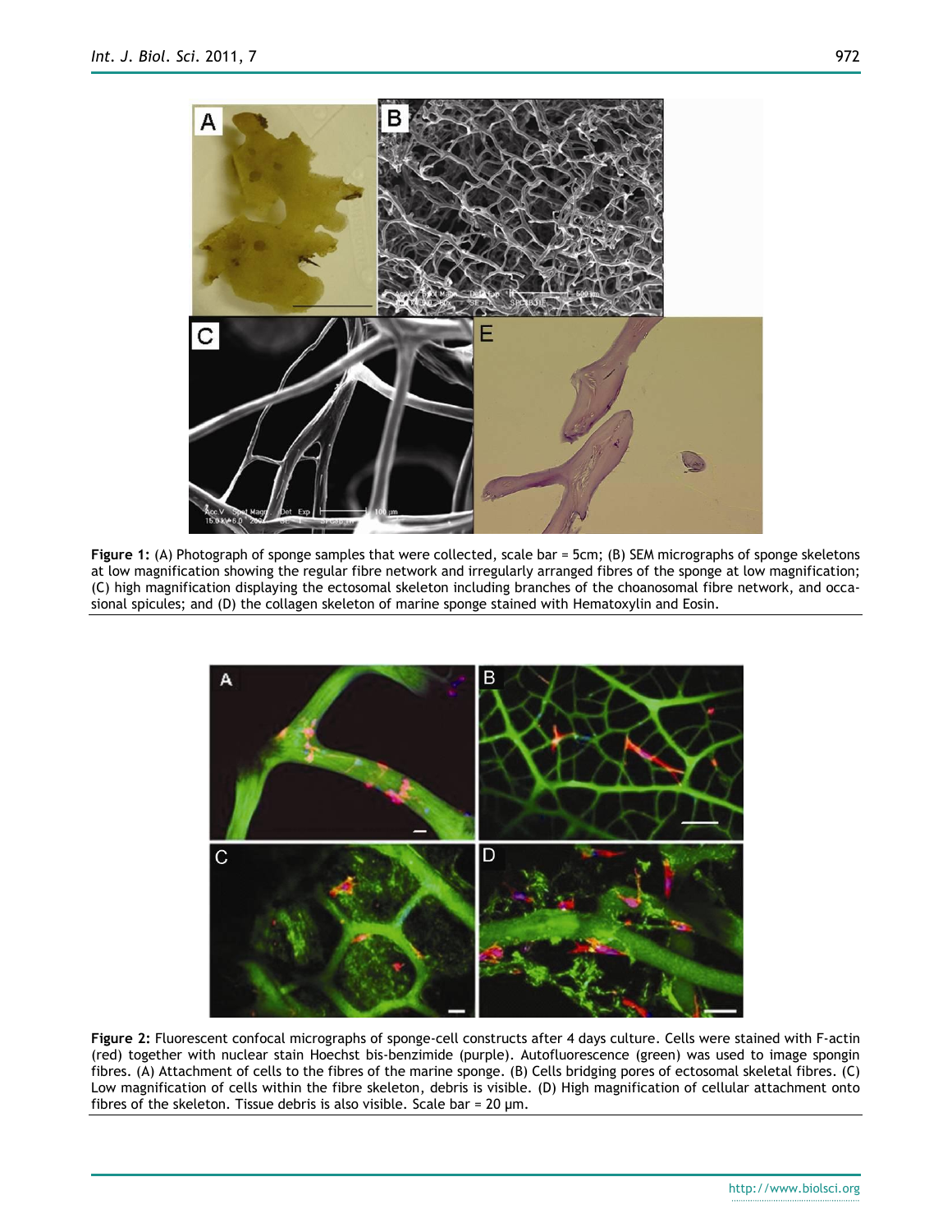**Figure 1:** (A) Photograph of sponge samples that were collected, scale bar = 5cm; (B) SEM micrographs of sponge skeletons at low magnification showing the regular fibre network and irregularly arranged fibres of the sponge at low magnification; (C) high magnification displaying the ectosomal skeleton including branches of the choanosomal fibre network, and occasional spicules; and (D) the collagen skeleton of marine sponge stained with Hematoxylin and Eosin.

**Figure 2:** Fluorescent confocal micrographs of sponge-cell constructs after 4 days culture. Cells were stained with F-actin (red) together with nuclear stain Hoechst bis-benzimide (purple). Autofluorescence (green) was used to image spongin fibres. (A) Attachment of cells to the fibres of the marine sponge. (B) Cells bridging pores of ectosomal skeletal fibres. (C) Low magnification of cells within the fibre skeleton, debris is visible. (D) High magnification of cellular attachment onto fibres of the skeleton. Tissue debris is also visible. Scale bar = 20 µm.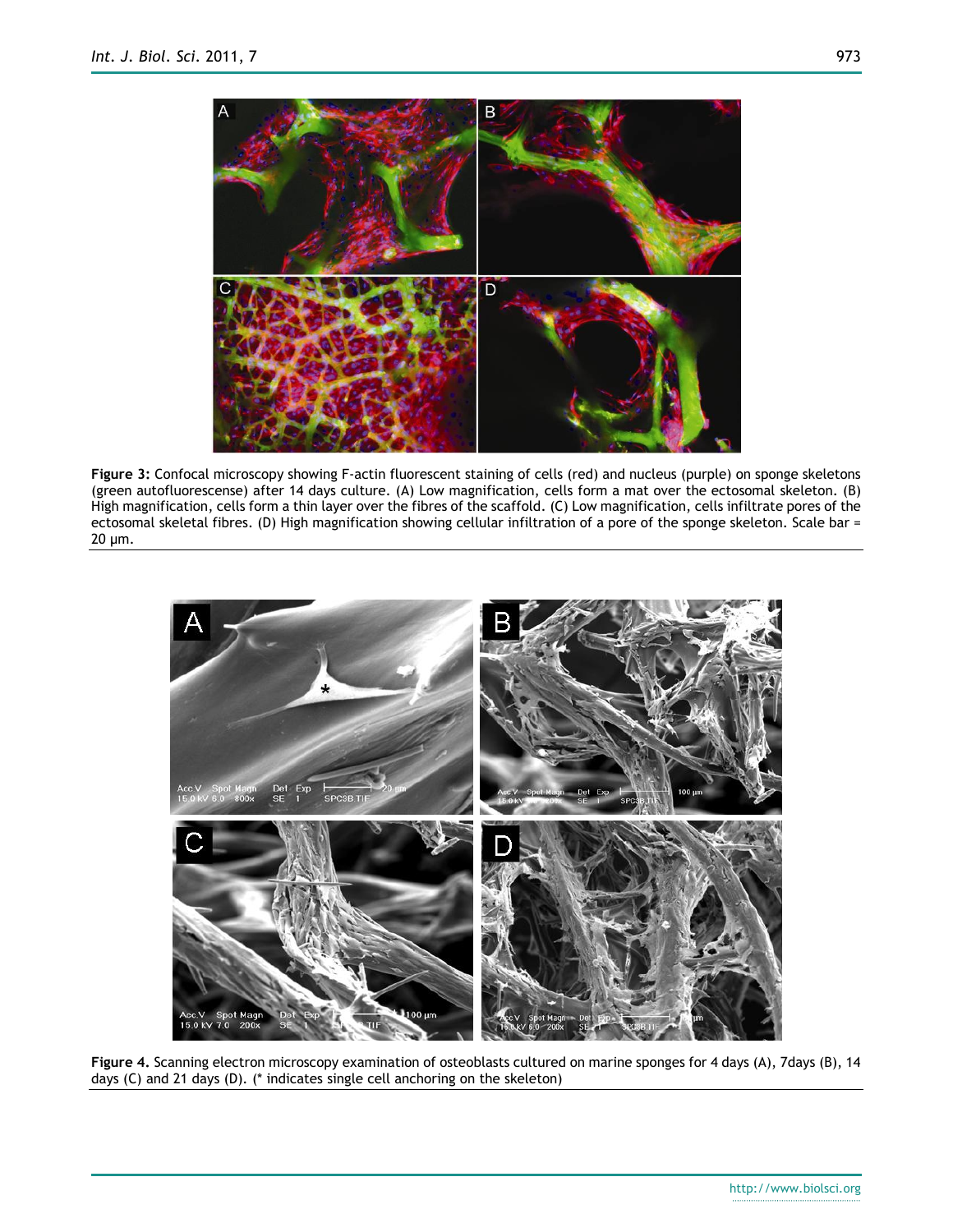**Figure 3:** Confocal microscopy showing F-actin fluorescent staining of cells (red) and nucleus (purple) on sponge skeletons (green autofluorescense) after 14 days culture. (A) Low magnification, cells form a mat over the ectosomal skeleton. (B) High magnification, cells form a thin layer over the fibres of the scaffold. (C) Low magnification, cells infiltrate pores of the ectosomal skeletal fibres. (D) High magnification showing cellular infiltration of a pore of the sponge skeleton. Scale bar = 20 µm.

**Figure 4.** Scanning electron microscopy examination of osteoblasts cultured on marine sponges for 4 days (A), 7days (B), 14 days (C) and 21 days (D). (* indicates single cell anchoring on the skeleton)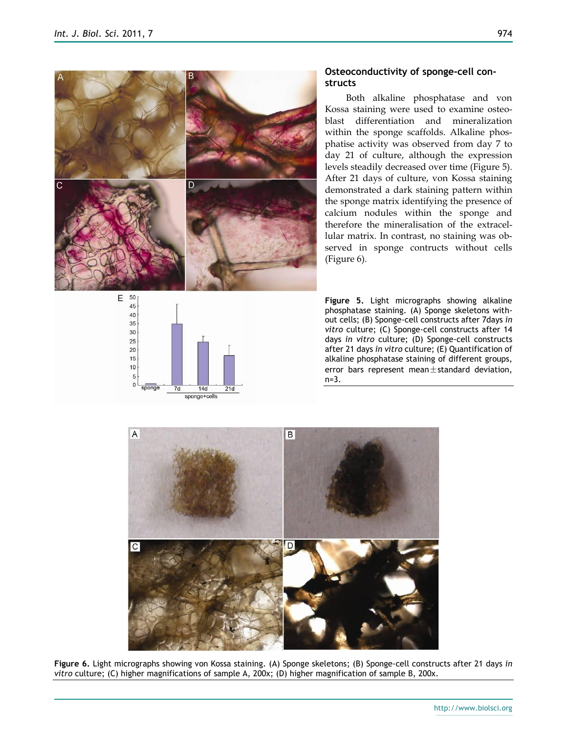### Osteoconductivity of sponge-cell constructs

Both alkaline phosphatase and von Kossa staining were used to examine osteoblast differentiation and mineralization within the sponge scaffolds. Alkaline phosphatise activity was observed from day 7 to day 21 of culture, although the expression levels steadily decreased over time (Figure 5). After 21 days of culture, von Kossa staining demonstrated a dark staining pattern within the sponge matrix identifying the presence of calcium nodules within the sponge and therefore the mineralisation of the extracellular matrix. In contrast, no staining was observed in sponge contructs without cells (Figure 6).

**Figure 5.** Light micrographs showing alkaline phosphatase staining. (A) Sponge skeletons without cells; (B) Sponge-cell constructs after 7days *in vitro* culture; (C) Sponge-cell constructs after 14 days *in vitro* culture; (D) Sponge-cell constructs after 21 days *in vitro* culture; (E) Quantification of alkaline phosphatase staining of different groups, error bars represent mean$\pm$standard deviation, n=3.

**Figure 6.** Light micrographs showing von Kossa staining. (A) Sponge skeletons; (B) Sponge-cell constructs after 21 days *in vitro* culture; (C) higher magnifications of sample A, 200x; (D) higher magnification of sample B, 200x.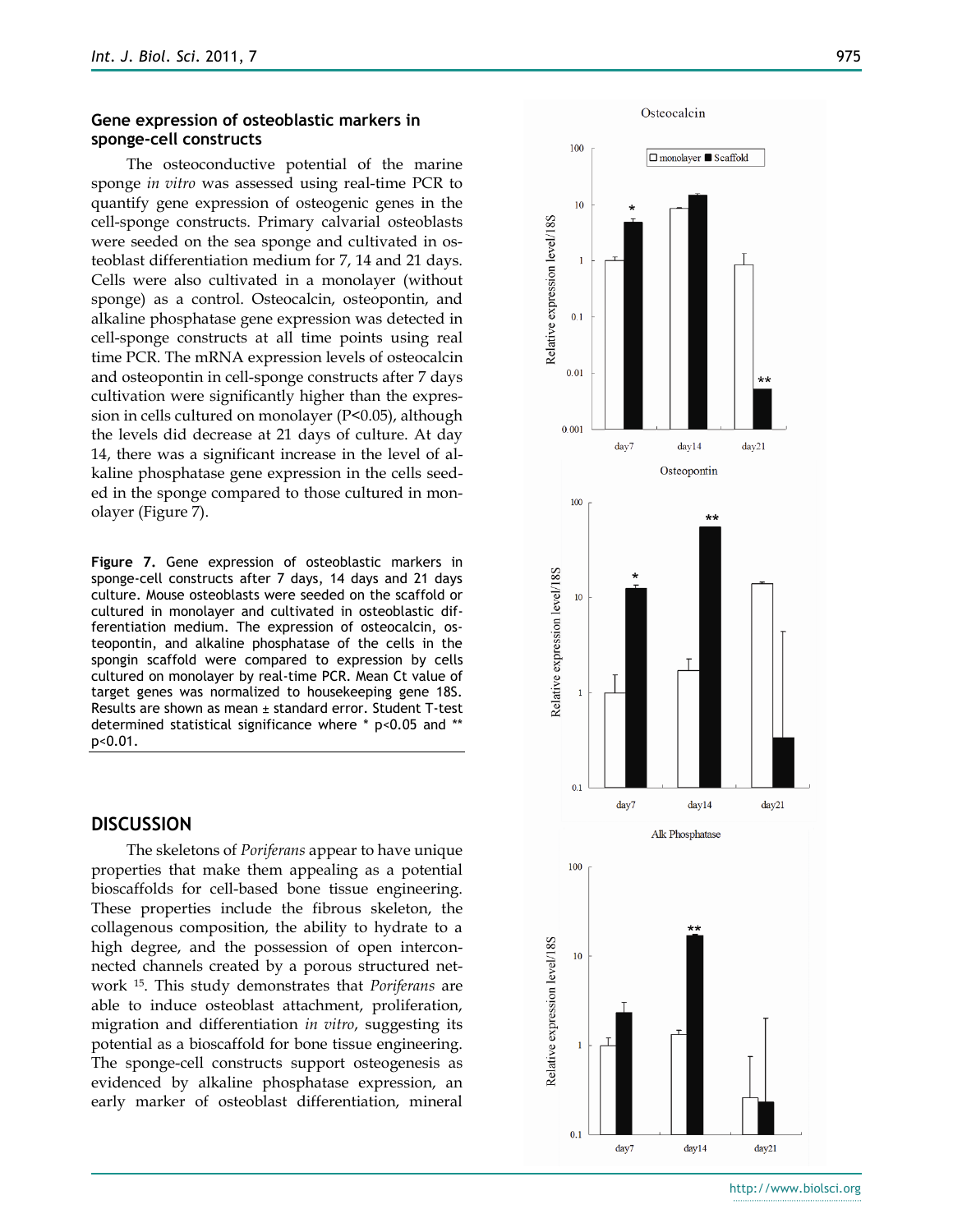### Gene expression of osteoblastic markers in sponge-cell constructs

The osteoconductive potential of the marine sponge *in vitro* was assessed using real-time PCR to quantify gene expression of osteogenic genes in the cell-sponge constructs. Primary calvarial osteoblasts were seeded on the sea sponge and cultivated in osteoblast differentiation medium for 7, 14 and 21 days. Cells were also cultivated in a monolayer (without sponge) as a control. Osteocalcin, osteopontin, and alkaline phosphatase gene expression was detected in cell-sponge constructs at all time points using real time PCR. The mRNA expression levels of osteocalcin and osteopontin in cell-sponge constructs after 7 days cultivation were significantly higher than the expression in cells cultured on monolayer ($P<0.05$), although the levels did decrease at 21 days of culture. At day 14, there was a significant increase in the level of alkaline phosphatase gene expression in the cells seeded in the sponge compared to those cultured in monolayer (Figure 7).

**Figure 7.** Gene expression of osteoblastic markers in sponge-cell constructs after 7 days, 14 days and 21 days culture. Mouse osteoblasts were seeded on the scaffold or cultured in monolayer and cultivated in osteoblastic differentiation medium. The expression of osteocalcin, osteopontin, and alkaline phosphatase of the cells in the spongin scaffold were compared to expression by cells cultured on monolayer by real-time PCR. Mean Ct value of target genes was normalized to housekeeping gene 18S. Results are shown as mean ± standard error. Student T-test determined statistical significance where * $p<0.05$ and ** $p<0.01$.

## DISCUSSION

The skeletons of *Poriferans* appear to have unique properties that make them appealing as a potential bioscaffolds for cell-based bone tissue engineering. These properties include the fibrous skeleton, the collagenous composition, the ability to hydrate to a high degree, and the possession of open interconnected channels created by a porous structured network [15]. This study demonstrates that *Poriferans* are able to induce osteoblast attachment, proliferation, migration and differentiation *in vitro*, suggesting its potential as a bioscaffold for bone tissue engineering. The sponge-cell constructs support osteogenesis as evidenced by alkaline phosphatase expression, an early marker of osteoblast differentiation, mineral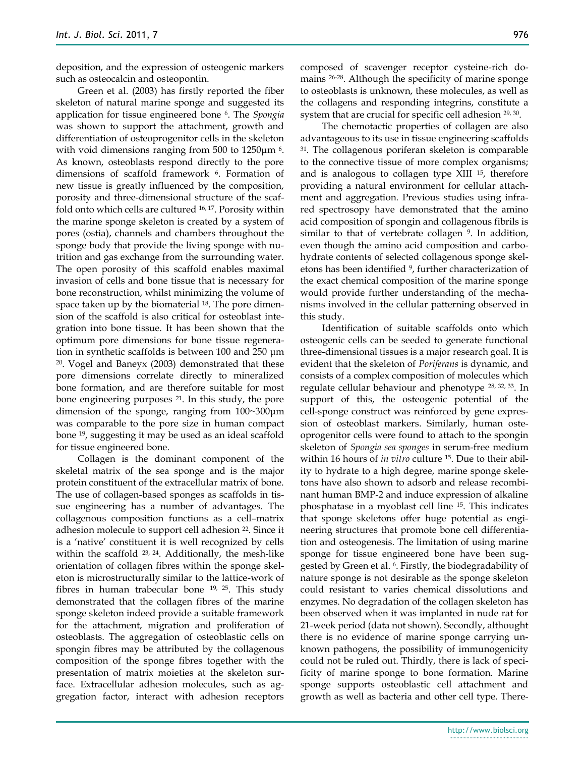deposition, and the expression of osteogenic markers such as osteocalcin and osteopontin.

Green et al. (2003) has firstly reported the fiber skeleton of natural marine sponge and suggested its application for tissue engineered bone [6]. The *Spongia* was shown to support the attachment, growth and differentiation of osteoprogenitor cells in the skeleton with void dimensions ranging from 500 to 1250μm [6]. As known, osteoblasts respond directly to the pore dimensions of scaffold framework [6]. Formation of new tissue is greatly influenced by the composition, porosity and three-dimensional structure of the scaffold onto which cells are cultured [16, 17]. Porosity within the marine sponge skeleton is created by a system of pores (ostia), channels and chambers throughout the sponge body that provide the living sponge with nutrition and gas exchange from the surrounding water. The open porosity of this scaffold enables maximal invasion of cells and bone tissue that is necessary for bone reconstruction, whilst minimizing the volume of space taken up by the biomaterial [18]. The pore dimension of the scaffold is also critical for osteoblast integration into bone tissue. It has been shown that the optimum pore dimensions for bone tissue regeneration in synthetic scaffolds is between 100 and 250 μm [20]. Vogel and Baneyx (2003) demonstrated that these pore dimensions correlate directly to mineralized bone formation, and are therefore suitable for most bone engineering purposes [21]. In this study, the pore dimension of the sponge, ranging from 100~300μm was comparable to the pore size in human compact bone [19], suggesting it may be used as an ideal scaffold for tissue engineered bone.

Collagen is the dominant component of the skeletal matrix of the sea sponge and is the major protein constituent of the extracellular matrix of bone. The use of collagen-based sponges as scaffolds in tissue engineering has a number of advantages. The collagenous composition functions as a cell–matrix adhesion molecule to support cell adhesion [22]. Since it is a 'native' constituent it is well recognized by cells within the scaffold [23, 24]. Additionally, the mesh-like orientation of collagen fibres within the sponge skeleton is microstructurally similar to the lattice-work of fibres in human trabecular bone [19, 25]. This study demonstrated that the collagen fibres of the marine sponge skeleton indeed provide a suitable framework for the attachment, migration and proliferation of osteoblasts. The aggregation of osteoblastic cells on spongin fibres may be attributed by the collagenous composition of the sponge fibres together with the presentation of matrix moieties at the skeleton surface. Extracellular adhesion molecules, such as aggregation factor, interact with adhesion receptors composed of scavenger receptor cysteine-rich domains [26-28]. Although the specificity of marine sponge to osteoblasts is unknown, these molecules, as well as the collagens and responding integrins, constitute a system that are crucial for specific cell adhesion [29, 30].

The chemotactic properties of collagen are also advantageous to its use in tissue engineering scaffolds [31]. The collagenous poriferan skeleton is comparable to the connective tissue of more complex organisms; and is analogous to collagen type XIII [15], therefore providing a natural environment for cellular attachment and aggregation. Previous studies using infrared spectrosopy have demonstrated that the amino acid composition of spongin and collagenous fibrils is similar to that of vertebrate collagen [9]. In addition, even though the amino acid composition and carbohydrate contents of selected collagenous sponge skeletons has been identified [9], further characterization of the exact chemical composition of the marine sponge would provide further understanding of the mechanisms involved in the cellular patterning observed in this study.

Identification of suitable scaffolds onto which osteogenic cells can be seeded to generate functional three-dimensional tissues is a major research goal. It is evident that the skeleton of *Poriferans* is dynamic, and consists of a complex composition of molecules which regulate cellular behaviour and phenotype [28, 32, 33]. In support of this, the osteogenic potential of the cell-sponge construct was reinforced by gene expression of osteoblast markers. Similarly, human osteoprogenitor cells were found to attach to the spongin skeleton of *Spongia sea sponges* in serum-free medium within 16 hours of *in vitro* culture [15]. Due to their ability to hydrate to a high degree, marine sponge skeletons have also shown to adsorb and release recombinant human BMP-2 and induce expression of alkaline phosphatase in a myoblast cell line [15]. This indicates that sponge skeletons offer huge potential as engineering structures that promote bone cell differentiation and osteogenesis. The limitation of using marine sponge for tissue engineered bone have been suggested by Green et al. [6]. Firstly, the biodegradability of nature sponge is not desirable as the sponge skeleton could resistant to varies chemical dissolutions and enzymes. No degradation of the collagen skeleton has been observed when it was implanted in nude rat for 21-week period (data not shown). Secondly, althought there is no evidence of marine sponge carrying unknown pathogens, the possibility of immunogenicity could not be ruled out. Thirdly, there is lack of specificity of marine sponge to bone formation. Marine sponge supports osteoblastic cell attachment and growth as well as bacteria and other cell type. There-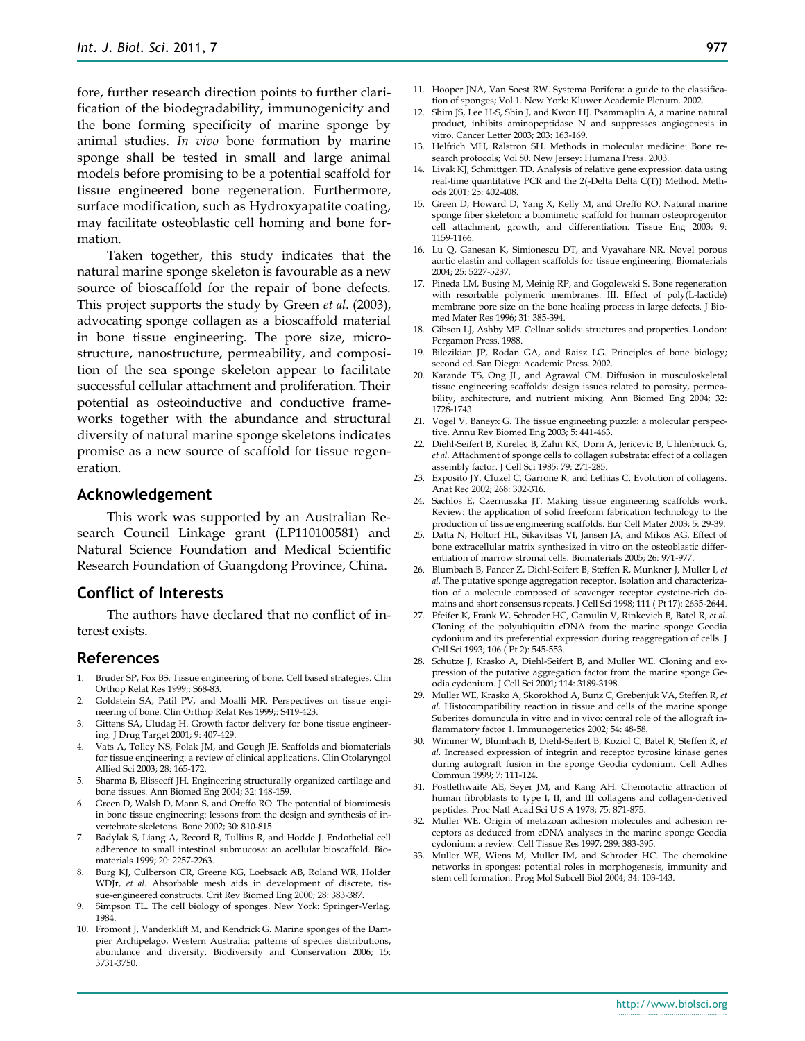fore, further research direction points to further clarification of the biodegradability, immunogenicity and the bone forming specificity of marine sponge by animal studies. *In vivo* bone formation by marine sponge shall be tested in small and large animal models before promising to be a potential scaffold for tissue engineered bone regeneration. Furthermore, surface modification, such as Hydroxyapatite coating, may facilitate osteoblastic cell homing and bone formation.

Taken together, this study indicates that the natural marine sponge skeleton is favourable as a new source of bioscaffold for the repair of bone defects. This project supports the study by Green *et al*. (2003), advocating sponge collagen as a bioscaffold material in bone tissue engineering. The pore size, microstructure, nanostructure, permeability, and composition of the sea sponge skeleton appear to facilitate successful cellular attachment and proliferation. Their potential as osteoinductive and conductive frameworks together with the abundance and structural diversity of natural marine sponge skeletons indicates promise as a new source of scaffold for tissue regeneration.

## Acknowledgement

This work was supported by an Australian Research Council Linkage grant (LP110100581) and Natural Science Foundation and Medical Scientific Research Foundation of Guangdong Province, China.

## Conflict of Interests

The authors have declared that no conflict of interest exists.

## References

1. Bruder SP, Fox BS. Tissue engineering of bone. Cell based strategies. Clin Orthop Relat Res 1999;: S68-83.
2. Goldstein SA, Patil PV, and Moalli MR. Perspectives on tissue engineering of bone. Clin Orthop Relat Res 1999;: S419-423.
3. Gittens SA, Uludag H. Growth factor delivery for bone tissue engineering. J Drug Target 2001; 9: 407-429.
4. Vats A, Tolley NS, Polak JM, and Gough JE. Scaffolds and biomaterials for tissue engineering: a review of clinical applications. Clin Otolaryngol Allied Sci 2003; 28: 165-172.
5. Sharma B, Elisseeff JH. Engineering structurally organized cartilage and bone tissues. Ann Biomed Eng 2004; 32: 148-159.
6. Green D, Walsh D, Mann S, and Oreffo RO. The potential of biomimesis in bone tissue engineering: lessons from the design and synthesis of invertebrate skeletons. Bone 2002; 30: 810-815.
7. Badylak S, Liang A, Record R, Tullius R, and Hodde J. Endothelial cell adherence to small intestinal submucosa: an acellular bioscaffold. Biomaterials 1999; 20: 2257-2263.
8. Burg KJ, Culberson CR, Greene KG, Loebsack AB, Roland WR, Holder WDJr, *et al.* Absorbable mesh aids in development of discrete, tissue-engineered constructs. Crit Rev Biomed Eng 2000; 28: 383-387.
9. Simpson TL. The cell biology of sponges. New York: Springer-Verlag. 1984.
10. Fromont J, Vanderklift M, and Kendrick G. Marine sponges of the Dampier Archipelago, Western Australia: patterns of species distributions, abundance and diversity. Biodiversity and Conservation 2006; 15: 3731-3750.
11. Hooper JNA, Van Soest RW. Systema Porifera: a guide to the classification of sponges; Vol 1. New York: Kluwer Academic Plenum. 2002.
12. Shim JS, Lee H-S, Shin J, and Kwon HJ. Psammaplin A, a marine natural product, inhibits aminopeptidase N and suppresses angiogenesis in vitro. Cancer Letter 2003; 203: 163-169.
13. Helfrich MH, Ralstron SH. Methods in molecular medicine: Bone research protocols; Vol 80. New Jersey: Humana Press. 2003.
14. Livak KJ, Schmittgen TD. Analysis of relative gene expression data using real-time quantitative PCR and the 2(-Delta Delta C(T)) Method. Methods 2001; 25: 402-408.
15. Green D, Howard D, Yang X, Kelly M, and Oreffo RO. Natural marine sponge fiber skeleton: a biomimetic scaffold for human osteoprogenitor cell attachment, growth, and differentiation. Tissue Eng 2003; 9: 1159-1166.
16. Lu Q, Ganesan K, Simionescu DT, and Vyavahare NR. Novel porous aortic elastin and collagen scaffolds for tissue engineering. Biomaterials 2004; 25: 5227-5237.
17. Pineda LM, Busing M, Meinig RP, and Gogolewski S. Bone regeneration with resorbable polymeric membranes. III. Effect of poly(L-lactide) membrane pore size on the bone healing process in large defects. J Biomed Mater Res 1996; 31: 385-394.
18. Gibson LJ, Ashby MF. Celluar solids: structures and properties. London: Pergamon Press. 1988.
19. Bilezikian JP, Rodan GA, and Raisz LG. Principles of bone biology; second ed. San Diego: Academic Press. 2002.
20. Karande TS, Ong JL, and Agrawal CM. Diffusion in musculoskeletal tissue engineering scaffolds: design issues related to porosity, permeability, architecture, and nutrient mixing. Ann Biomed Eng 2004; 32: 1728-1743.
21. Vogel V, Baneyx G. The tissue engineeting puzzle: a molecular perspective. Annu Rev Biomed Eng 2003; 5: 441-463.
22. Diehl-Seifert B, Kurelec B, Zahn RK, Dorn A, Jericevic B, Uhlenbruck G, *et al.* Attachment of sponge cells to collagen substrata: effect of a collagen assembly factor. J Cell Sci 1985; 79: 271-285.
23. Exposito JY, Cluzel C, Garrone R, and Lethias C. Evolution of collagens. Anat Rec 2002; 268: 302-316.
24. Sachlos E, Czernuszka JT. Making tissue engineering scaffolds work. Review: the application of solid freeform fabrication technology to the production of tissue engineering scaffolds. Eur Cell Mater 2003; 5: 29-39.
25. Datta N, Holtorf HL, Sikavitsas VI, Jansen JA, and Mikos AG. Effect of bone extracellular matrix synthesized in vitro on the osteoblastic differentiation of marrow stromal cells. Biomaterials 2005; 26: 971-977.
26. Blumbach B, Pancer Z, Diehl-Seifert B, Steffen R, Munkner J, Muller I, *et al.* The putative sponge aggregation receptor. Isolation and characterization of a molecule composed of scavenger receptor cysteine-rich domains and short consensus repeats. J Cell Sci 1998; 111 ( Pt 17): 2635-2644.
27. Pfeifer K, Frank W, Schroder HC, Gamulin V, Rinkevich B, Batel R, *et al.* Cloning of the polyubiquitin cDNA from the marine sponge Geodia cydonium and its preferential expression during reaggregation of cells. J Cell Sci 1993; 106 ( Pt 2): 545-553.
28. Schutze J, Krasko A, Diehl-Seifert B, and Muller WE. Cloning and expression of the putative aggregation factor from the marine sponge Geodia cydonium. J Cell Sci 2001; 114: 3189-3198.
29. Muller WE, Krasko A, Skorokhod A, Bunz C, Grebenjuk VA, Steffen R, *et al.* Histocompatibility reaction in tissue and cells of the marine sponge Suberites domuncula in vitro and in vivo: central role of the allograft inflammatory factor 1. Immunogenetics 2002; 54: 48-58.
30. Wimmer W, Blumbach B, Diehl-Seifert B, Koziol C, Batel R, Steffen R, *et al.* Increased expression of integrin and receptor tyrosine kinase genes during autograft fusion in the sponge Geodia cydonium. Cell Adhes Commun 1999; 7: 111-124.
31. Postlethwaite AE, Seyer JM, and Kang AH. Chemotactic attraction of human fibroblasts to type I, II, and III collagens and collagen-derived peptides. Proc Natl Acad Sci U S A 1978; 75: 871-875.
32. Muller WE. Origin of metazoan adhesion molecules and adhesion receptors as deduced from cDNA analyses in the marine sponge Geodia cydonium: a review. Cell Tissue Res 1997; 289: 383-395.
33. Muller WE, Wiens M, Muller IM, and Schroder HC. The chemokine networks in sponges: potential roles in morphogenesis, immunity and stem cell formation. Prog Mol Subcell Biol 2004; 34: 103-143.